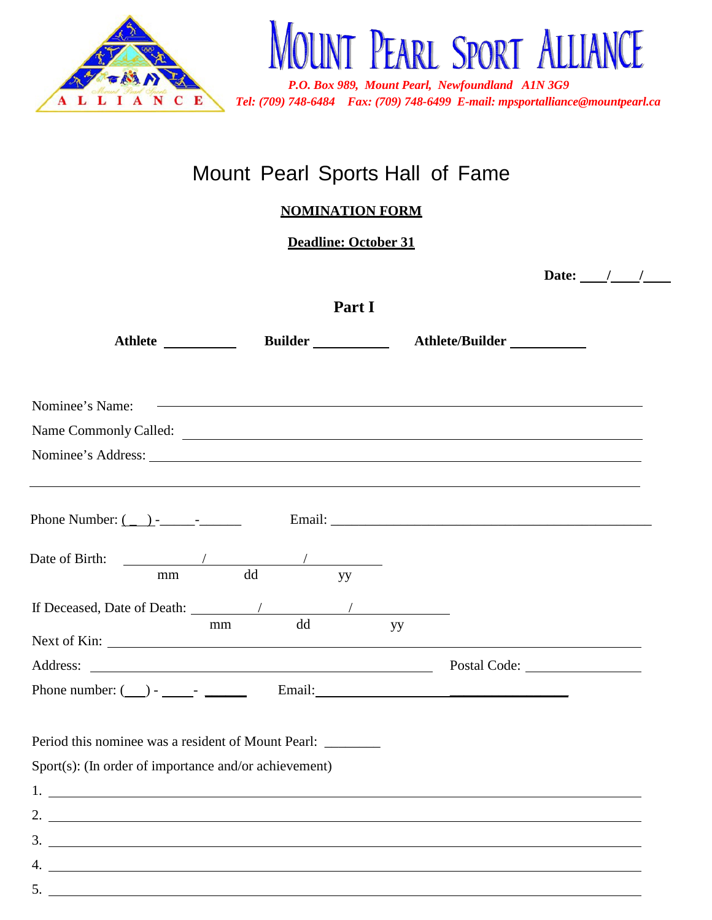# MOUNT PEARL SPORT ALLIANCE

*P.O. Box 989, Mount Pearl, Newfoundland A1N 3G9*
*Tel: (709) 748-6484 Fax: (709) 748-6499 E-mail: mpsportalliance@mountpearl.ca*

## Mount Pearl Sports Hall of Fame

**NOMINATION FORM**

**Deadline: October 31**

**Date: ____/____/____**

### Part I

**Athlete** __________ **Builder** __________ **Athlete/Builder** __________

Nominee's Name: ____________________________________________

Name Commonly Called: ____________________________________________

Nominee's Address: ____________________________________________

____________________________________________

Phone Number: (___) -_____-______ Email: ____________________________________________

Date of Birth: ________/________/________
mm dd yy

If Deceased, Date of Death: ________/________/________
mm dd yy

Next of Kin: ____________________________________________

Address: ______________________________ Postal Code: ______________

Phone number: (___) - _____- ______ Email: ______________________________

Period this nominee was a resident of Mount Pearl: ________

Sport(s): (In order of importance and/or achievement)

1. ____________________________________________
2. ____________________________________________
3. ____________________________________________
4. ____________________________________________
5. ____________________________________________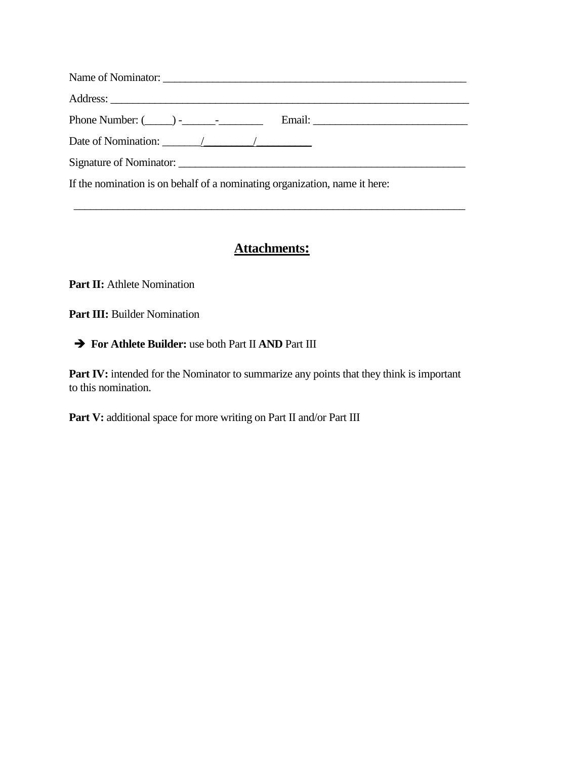Name of Nominator: ______________________________________________________

Address: _________________________________________________________________

Phone Number: (_____) -______-________ Email: ____________________________

Date of Nominator: _______/_________/__________

Signature of Nominator: ___________________________________________________

If the nomination is on behalf of a nominating organization, name it here:

_______________________________________________________________________

## Attachments:

**Part II:** Athlete Nomination

**Part III:** Builder Nomination

➔ **For Athlete Builder:** use both Part II **AND** Part III

**Part IV:** intended for the Nominator to summarize any points that they think is important to this nomination.

**Part V:** additional space for more writing on Part II and/or Part III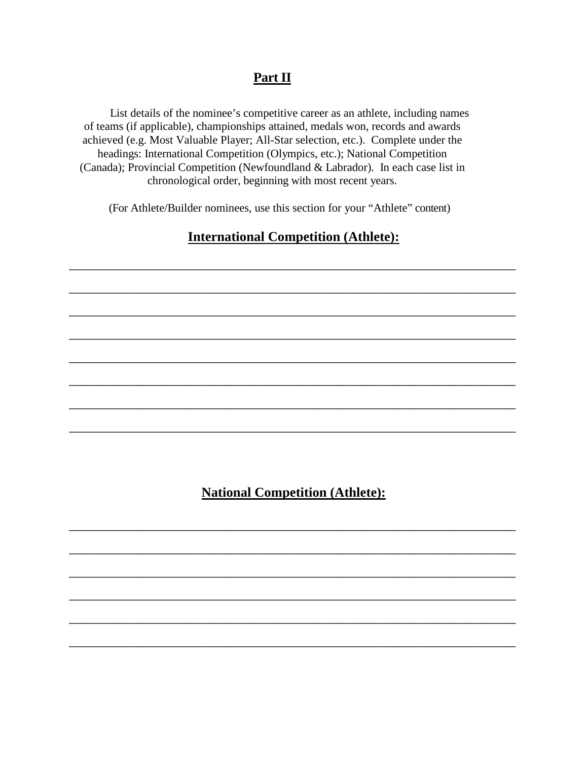## Part II

List details of the nominee's competitive career as an athlete, including names of teams (if applicable), championships attained, medals won, records and awards achieved (e.g. Most Valuable Player; All-Star selection, etc.). Complete under the headings: International Competition (Olympics, etc.); National Competition (Canada); Provincial Competition (Newfoundland & Labrador). In each case list in chronological order, beginning with most recent years.

(For Athlete/Builder nominees, use this section for your "Athlete" content)

### International Competition (Athlete):

___________________________________________________________________________

___________________________________________________________________________

___________________________________________________________________________

___________________________________________________________________________

___________________________________________________________________________

___________________________________________________________________________

___________________________________________________________________________

___________________________________________________________________________

### National Competition (Athlete):

___________________________________________________________________________

___________________________________________________________________________

___________________________________________________________________________

___________________________________________________________________________

___________________________________________________________________________

___________________________________________________________________________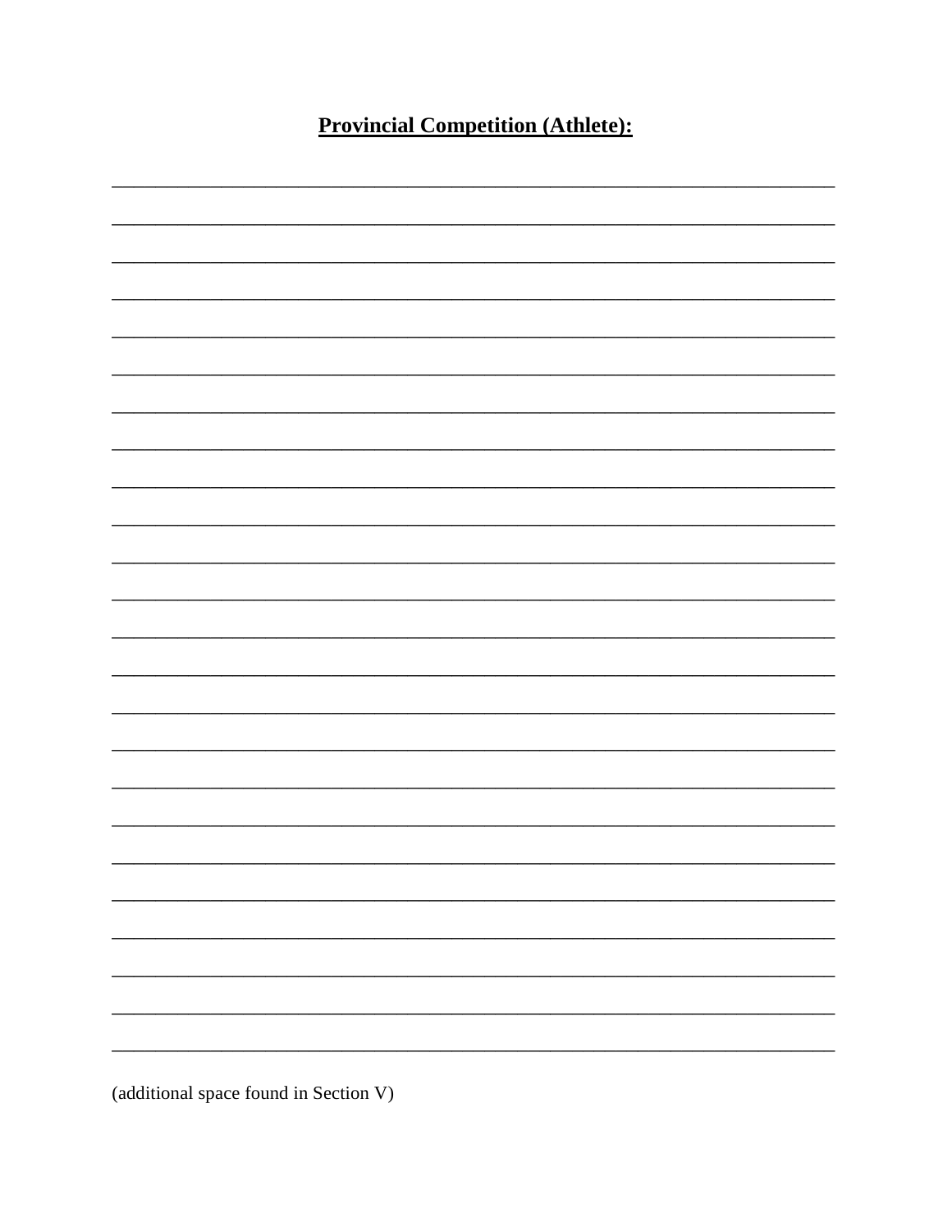**Provincial Competition (Athlete):**

________________________________________________________________________

________________________________________________________________________

________________________________________________________________________

________________________________________________________________________

________________________________________________________________________

________________________________________________________________________

________________________________________________________________________

________________________________________________________________________

________________________________________________________________________

________________________________________________________________________

________________________________________________________________________

________________________________________________________________________

________________________________________________________________________

________________________________________________________________________

________________________________________________________________________

________________________________________________________________________

________________________________________________________________________

________________________________________________________________________

________________________________________________________________________

________________________________________________________________________

________________________________________________________________________

________________________________________________________________________

________________________________________________________________________

________________________________________________________________________

(additional space found in Section V)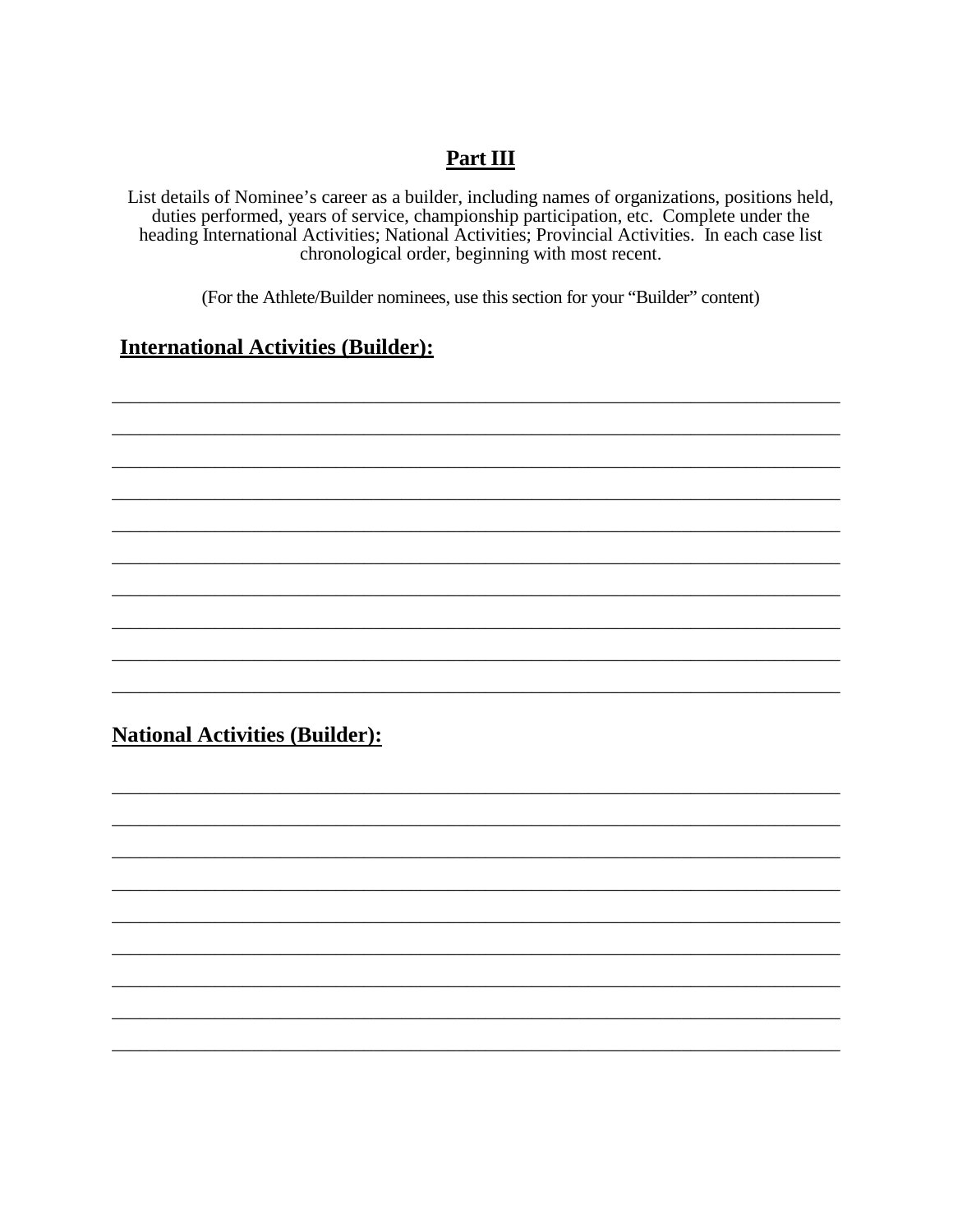## Part III

List details of Nominee's career as a builder, including names of organizations, positions held, duties performed, years of service, championship participation, etc. Complete under the heading International Activities; National Activities; Provincial Activities. In each case list chronological order, beginning with most recent.

(For the Athlete/Builder nominees, use this section for your "Builder" content)

### International Activities (Builder):

\_\_\_\_\_\_\_\_\_\_\_\_\_\_\_\_\_\_\_\_\_\_\_\_\_\_\_\_\_\_\_\_\_\_\_\_\_\_\_\_\_\_\_\_\_\_\_\_\_\_\_\_\_\_\_\_\_\_\_\_\_\_\_\_\_\_\_\_\_\_\_\_

\_\_\_\_\_\_\_\_\_\_\_\_\_\_\_\_\_\_\_\_\_\_\_\_\_\_\_\_\_\_\_\_\_\_\_\_\_\_\_\_\_\_\_\_\_\_\_\_\_\_\_\_\_\_\_\_\_\_\_\_\_\_\_\_\_\_\_\_\_\_\_\_

\_\_\_\_\_\_\_\_\_\_\_\_\_\_\_\_\_\_\_\_\_\_\_\_\_\_\_\_\_\_\_\_\_\_\_\_\_\_\_\_\_\_\_\_\_\_\_\_\_\_\_\_\_\_\_\_\_\_\_\_\_\_\_\_\_\_\_\_\_\_\_\_

\_\_\_\_\_\_\_\_\_\_\_\_\_\_\_\_\_\_\_\_\_\_\_\_\_\_\_\_\_\_\_\_\_\_\_\_\_\_\_\_\_\_\_\_\_\_\_\_\_\_\_\_\_\_\_\_\_\_\_\_\_\_\_\_\_\_\_\_\_\_\_\_

\_\_\_\_\_\_\_\_\_\_\_\_\_\_\_\_\_\_\_\_\_\_\_\_\_\_\_\_\_\_\_\_\_\_\_\_\_\_\_\_\_\_\_\_\_\_\_\_\_\_\_\_\_\_\_\_\_\_\_\_\_\_\_\_\_\_\_\_\_\_\_\_

\_\_\_\_\_\_\_\_\_\_\_\_\_\_\_\_\_\_\_\_\_\_\_\_\_\_\_\_\_\_\_\_\_\_\_\_\_\_\_\_\_\_\_\_\_\_\_\_\_\_\_\_\_\_\_\_\_\_\_\_\_\_\_\_\_\_\_\_\_\_\_\_

\_\_\_\_\_\_\_\_\_\_\_\_\_\_\_\_\_\_\_\_\_\_\_\_\_\_\_\_\_\_\_\_\_\_\_\_\_\_\_\_\_\_\_\_\_\_\_\_\_\_\_\_\_\_\_\_\_\_\_\_\_\_\_\_\_\_\_\_\_\_\_\_

\_\_\_\_\_\_\_\_\_\_\_\_\_\_\_\_\_\_\_\_\_\_\_\_\_\_\_\_\_\_\_\_\_\_\_\_\_\_\_\_\_\_\_\_\_\_\_\_\_\_\_\_\_\_\_\_\_\_\_\_\_\_\_\_\_\_\_\_\_\_\_\_

\_\_\_\_\_\_\_\_\_\_\_\_\_\_\_\_\_\_\_\_\_\_\_\_\_\_\_\_\_\_\_\_\_\_\_\_\_\_\_\_\_\_\_\_\_\_\_\_\_\_\_\_\_\_\_\_\_\_\_\_\_\_\_\_\_\_\_\_\_\_\_\_

\_\_\_\_\_\_\_\_\_\_\_\_\_\_\_\_\_\_\_\_\_\_\_\_\_\_\_\_\_\_\_\_\_\_\_\_\_\_\_\_\_\_\_\_\_\_\_\_\_\_\_\_\_\_\_\_\_\_\_\_\_\_\_\_\_\_\_\_\_\_\_\_

### National Activities (Builder):

\_\_\_\_\_\_\_\_\_\_\_\_\_\_\_\_\_\_\_\_\_\_\_\_\_\_\_\_\_\_\_\_\_\_\_\_\_\_\_\_\_\_\_\_\_\_\_\_\_\_\_\_\_\_\_\_\_\_\_\_\_\_\_\_\_\_\_\_\_\_\_\_

\_\_\_\_\_\_\_\_\_\_\_\_\_\_\_\_\_\_\_\_\_\_\_\_\_\_\_\_\_\_\_\_\_\_\_\_\_\_\_\_\_\_\_\_\_\_\_\_\_\_\_\_\_\_\_\_\_\_\_\_\_\_\_\_\_\_\_\_\_\_\_\_

\_\_\_\_\_\_\_\_\_\_\_\_\_\_\_\_\_\_\_\_\_\_\_\_\_\_\_\_\_\_\_\_\_\_\_\_\_\_\_\_\_\_\_\_\_\_\_\_\_\_\_\_\_\_\_\_\_\_\_\_\_\_\_\_\_\_\_\_\_\_\_\_

\_\_\_\_\_\_\_\_\_\_\_\_\_\_\_\_\_\_\_\_\_\_\_\_\_\_\_\_\_\_\_\_\_\_\_\_\_\_\_\_\_\_\_\_\_\_\_\_\_\_\_\_\_\_\_\_\_\_\_\_\_\_\_\_\_\_\_\_\_\_\_\_

\_\_\_\_\_\_\_\_\_\_\_\_\_\_\_\_\_\_\_\_\_\_\_\_\_\_\_\_\_\_\_\_\_\_\_\_\_\_\_\_\_\_\_\_\_\_\_\_\_\_\_\_\_\_\_\_\_\_\_\_\_\_\_\_\_\_\_\_\_\_\_\_

\_\_\_\_\_\_\_\_\_\_\_\_\_\_\_\_\_\_\_\_\_\_\_\_\_\_\_\_\_\_\_\_\_\_\_\_\_\_\_\_\_\_\_\_\_\_\_\_\_\_\_\_\_\_\_\_\_\_\_\_\_\_\_\_\_\_\_\_\_\_\_\_

\_\_\_\_\_\_\_\_\_\_\_\_\_\_\_\_\_\_\_\_\_\_\_\_\_\_\_\_\_\_\_\_\_\_\_\_\_\_\_\_\_\_\_\_\_\_\_\_\_\_\_\_\_\_\_\_\_\_\_\_\_\_\_\_\_\_\_\_\_\_\_\_

\_\_\_\_\_\_\_\_\_\_\_\_\_\_\_\_\_\_\_\_\_\_\_\_\_\_\_\_\_\_\_\_\_\_\_\_\_\_\_\_\_\_\_\_\_\_\_\_\_\_\_\_\_\_\_\_\_\_\_\_\_\_\_\_\_\_\_\_\_\_\_\_

\_\_\_\_\_\_\_\_\_\_\_\_\_\_\_\_\_\_\_\_\_\_\_\_\_\_\_\_\_\_\_\_\_\_\_\_\_\_\_\_\_\_\_\_\_\_\_\_\_\_\_\_\_\_\_\_\_\_\_\_\_\_\_\_\_\_\_\_\_\_\_\_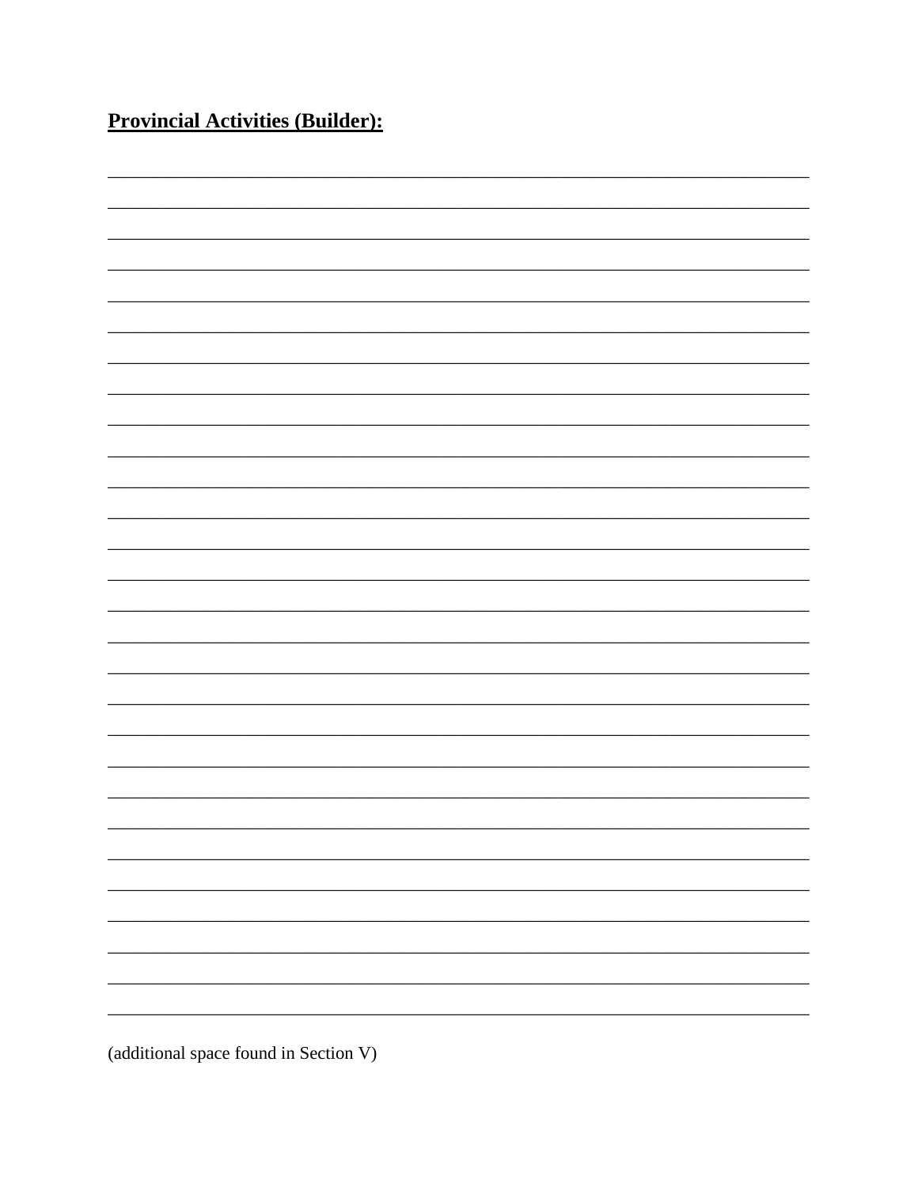**Provincial Activities (Builder):**

\_\_\_\_\_\_\_\_\_\_\_\_\_\_\_\_\_\_\_\_\_\_\_\_\_\_\_\_\_\_\_\_\_\_\_\_\_\_\_\_\_\_\_\_\_\_\_\_\_\_\_\_\_\_\_\_\_\_\_\_\_\_\_\_\_\_\_\_\_\_\_\_\_\_\_\_\_\_

\_\_\_\_\_\_\_\_\_\_\_\_\_\_\_\_\_\_\_\_\_\_\_\_\_\_\_\_\_\_\_\_\_\_\_\_\_\_\_\_\_\_\_\_\_\_\_\_\_\_\_\_\_\_\_\_\_\_\_\_\_\_\_\_\_\_\_\_\_\_\_\_\_\_\_\_\_\_

\_\_\_\_\_\_\_\_\_\_\_\_\_\_\_\_\_\_\_\_\_\_\_\_\_\_\_\_\_\_\_\_\_\_\_\_\_\_\_\_\_\_\_\_\_\_\_\_\_\_\_\_\_\_\_\_\_\_\_\_\_\_\_\_\_\_\_\_\_\_\_\_\_\_\_\_\_\_

\_\_\_\_\_\_\_\_\_\_\_\_\_\_\_\_\_\_\_\_\_\_\_\_\_\_\_\_\_\_\_\_\_\_\_\_\_\_\_\_\_\_\_\_\_\_\_\_\_\_\_\_\_\_\_\_\_\_\_\_\_\_\_\_\_\_\_\_\_\_\_\_\_\_\_\_\_\_

\_\_\_\_\_\_\_\_\_\_\_\_\_\_\_\_\_\_\_\_\_\_\_\_\_\_\_\_\_\_\_\_\_\_\_\_\_\_\_\_\_\_\_\_\_\_\_\_\_\_\_\_\_\_\_\_\_\_\_\_\_\_\_\_\_\_\_\_\_\_\_\_\_\_\_\_\_\_

\_\_\_\_\_\_\_\_\_\_\_\_\_\_\_\_\_\_\_\_\_\_\_\_\_\_\_\_\_\_\_\_\_\_\_\_\_\_\_\_\_\_\_\_\_\_\_\_\_\_\_\_\_\_\_\_\_\_\_\_\_\_\_\_\_\_\_\_\_\_\_\_\_\_\_\_\_\_

\_\_\_\_\_\_\_\_\_\_\_\_\_\_\_\_\_\_\_\_\_\_\_\_\_\_\_\_\_\_\_\_\_\_\_\_\_\_\_\_\_\_\_\_\_\_\_\_\_\_\_\_\_\_\_\_\_\_\_\_\_\_\_\_\_\_\_\_\_\_\_\_\_\_\_\_\_\_

\_\_\_\_\_\_\_\_\_\_\_\_\_\_\_\_\_\_\_\_\_\_\_\_\_\_\_\_\_\_\_\_\_\_\_\_\_\_\_\_\_\_\_\_\_\_\_\_\_\_\_\_\_\_\_\_\_\_\_\_\_\_\_\_\_\_\_\_\_\_\_\_\_\_\_\_\_\_

\_\_\_\_\_\_\_\_\_\_\_\_\_\_\_\_\_\_\_\_\_\_\_\_\_\_\_\_\_\_\_\_\_\_\_\_\_\_\_\_\_\_\_\_\_\_\_\_\_\_\_\_\_\_\_\_\_\_\_\_\_\_\_\_\_\_\_\_\_\_\_\_\_\_\_\_\_\_

\_\_\_\_\_\_\_\_\_\_\_\_\_\_\_\_\_\_\_\_\_\_\_\_\_\_\_\_\_\_\_\_\_\_\_\_\_\_\_\_\_\_\_\_\_\_\_\_\_\_\_\_\_\_\_\_\_\_\_\_\_\_\_\_\_\_\_\_\_\_\_\_\_\_\_\_\_\_

\_\_\_\_\_\_\_\_\_\_\_\_\_\_\_\_\_\_\_\_\_\_\_\_\_\_\_\_\_\_\_\_\_\_\_\_\_\_\_\_\_\_\_\_\_\_\_\_\_\_\_\_\_\_\_\_\_\_\_\_\_\_\_\_\_\_\_\_\_\_\_\_\_\_\_\_\_\_

\_\_\_\_\_\_\_\_\_\_\_\_\_\_\_\_\_\_\_\_\_\_\_\_\_\_\_\_\_\_\_\_\_\_\_\_\_\_\_\_\_\_\_\_\_\_\_\_\_\_\_\_\_\_\_\_\_\_\_\_\_\_\_\_\_\_\_\_\_\_\_\_\_\_\_\_\_\_

\_\_\_\_\_\_\_\_\_\_\_\_\_\_\_\_\_\_\_\_\_\_\_\_\_\_\_\_\_\_\_\_\_\_\_\_\_\_\_\_\_\_\_\_\_\_\_\_\_\_\_\_\_\_\_\_\_\_\_\_\_\_\_\_\_\_\_\_\_\_\_\_\_\_\_\_\_\_

\_\_\_\_\_\_\_\_\_\_\_\_\_\_\_\_\_\_\_\_\_\_\_\_\_\_\_\_\_\_\_\_\_\_\_\_\_\_\_\_\_\_\_\_\_\_\_\_\_\_\_\_\_\_\_\_\_\_\_\_\_\_\_\_\_\_\_\_\_\_\_\_\_\_\_\_\_\_

\_\_\_\_\_\_\_\_\_\_\_\_\_\_\_\_\_\_\_\_\_\_\_\_\_\_\_\_\_\_\_\_\_\_\_\_\_\_\_\_\_\_\_\_\_\_\_\_\_\_\_\_\_\_\_\_\_\_\_\_\_\_\_\_\_\_\_\_\_\_\_\_\_\_\_\_\_\_

\_\_\_\_\_\_\_\_\_\_\_\_\_\_\_\_\_\_\_\_\_\_\_\_\_\_\_\_\_\_\_\_\_\_\_\_\_\_\_\_\_\_\_\_\_\_\_\_\_\_\_\_\_\_\_\_\_\_\_\_\_\_\_\_\_\_\_\_\_\_\_\_\_\_\_\_\_\_

\_\_\_\_\_\_\_\_\_\_\_\_\_\_\_\_\_\_\_\_\_\_\_\_\_\_\_\_\_\_\_\_\_\_\_\_\_\_\_\_\_\_\_\_\_\_\_\_\_\_\_\_\_\_\_\_\_\_\_\_\_\_\_\_\_\_\_\_\_\_\_\_\_\_\_\_\_\_

\_\_\_\_\_\_\_\_\_\_\_\_\_\_\_\_\_\_\_\_\_\_\_\_\_\_\_\_\_\_\_\_\_\_\_\_\_\_\_\_\_\_\_\_\_\_\_\_\_\_\_\_\_\_\_\_\_\_\_\_\_\_\_\_\_\_\_\_\_\_\_\_\_\_\_\_\_\_

\_\_\_\_\_\_\_\_\_\_\_\_\_\_\_\_\_\_\_\_\_\_\_\_\_\_\_\_\_\_\_\_\_\_\_\_\_\_\_\_\_\_\_\_\_\_\_\_\_\_\_\_\_\_\_\_\_\_\_\_\_\_\_\_\_\_\_\_\_\_\_\_\_\_\_\_\_\_

\_\_\_\_\_\_\_\_\_\_\_\_\_\_\_\_\_\_\_\_\_\_\_\_\_\_\_\_\_\_\_\_\_\_\_\_\_\_\_\_\_\_\_\_\_\_\_\_\_\_\_\_\_\_\_\_\_\_\_\_\_\_\_\_\_\_\_\_\_\_\_\_\_\_\_\_\_\_

\_\_\_\_\_\_\_\_\_\_\_\_\_\_\_\_\_\_\_\_\_\_\_\_\_\_\_\_\_\_\_\_\_\_\_\_\_\_\_\_\_\_\_\_\_\_\_\_\_\_\_\_\_\_\_\_\_\_\_\_\_\_\_\_\_\_\_\_\_\_\_\_\_\_\_\_\_\_

\_\_\_\_\_\_\_\_\_\_\_\_\_\_\_\_\_\_\_\_\_\_\_\_\_\_\_\_\_\_\_\_\_\_\_\_\_\_\_\_\_\_\_\_\_\_\_\_\_\_\_\_\_\_\_\_\_\_\_\_\_\_\_\_\_\_\_\_\_\_\_\_\_\_\_\_\_\_

\_\_\_\_\_\_\_\_\_\_\_\_\_\_\_\_\_\_\_\_\_\_\_\_\_\_\_\_\_\_\_\_\_\_\_\_\_\_\_\_\_\_\_\_\_\_\_\_\_\_\_\_\_\_\_\_\_\_\_\_\_\_\_\_\_\_\_\_\_\_\_\_\_\_\_\_\_\_

\_\_\_\_\_\_\_\_\_\_\_\_\_\_\_\_\_\_\_\_\_\_\_\_\_\_\_\_\_\_\_\_\_\_\_\_\_\_\_\_\_\_\_\_\_\_\_\_\_\_\_\_\_\_\_\_\_\_\_\_\_\_\_\_\_\_\_\_\_\_\_\_\_\_\_\_\_\_

\_\_\_\_\_\_\_\_\_\_\_\_\_\_\_\_\_\_\_\_\_\_\_\_\_\_\_\_\_\_\_\_\_\_\_\_\_\_\_\_\_\_\_\_\_\_\_\_\_\_\_\_\_\_\_\_\_\_\_\_\_\_\_\_\_\_\_\_\_\_\_\_\_\_\_\_\_\_

\_\_\_\_\_\_\_\_\_\_\_\_\_\_\_\_\_\_\_\_\_\_\_\_\_\_\_\_\_\_\_\_\_\_\_\_\_\_\_\_\_\_\_\_\_\_\_\_\_\_\_\_\_\_\_\_\_\_\_\_\_\_\_\_\_\_\_\_\_\_\_\_\_\_\_\_\_\_

\_\_\_\_\_\_\_\_\_\_\_\_\_\_\_\_\_\_\_\_\_\_\_\_\_\_\_\_\_\_\_\_\_\_\_\_\_\_\_\_\_\_\_\_\_\_\_\_\_\_\_\_\_\_\_\_\_\_\_\_\_\_\_\_\_\_\_\_\_\_\_\_\_\_\_\_\_\_

\_\_\_\_\_\_\_\_\_\_\_\_\_\_\_\_\_\_\_\_\_\_\_\_\_\_\_\_\_\_\_\_\_\_\_\_\_\_\_\_\_\_\_\_\_\_\_\_\_\_\_\_\_\_\_\_\_\_\_\_\_\_\_\_\_\_\_\_\_\_\_\_\_\_\_\_\_\_

(additional space found in Section V)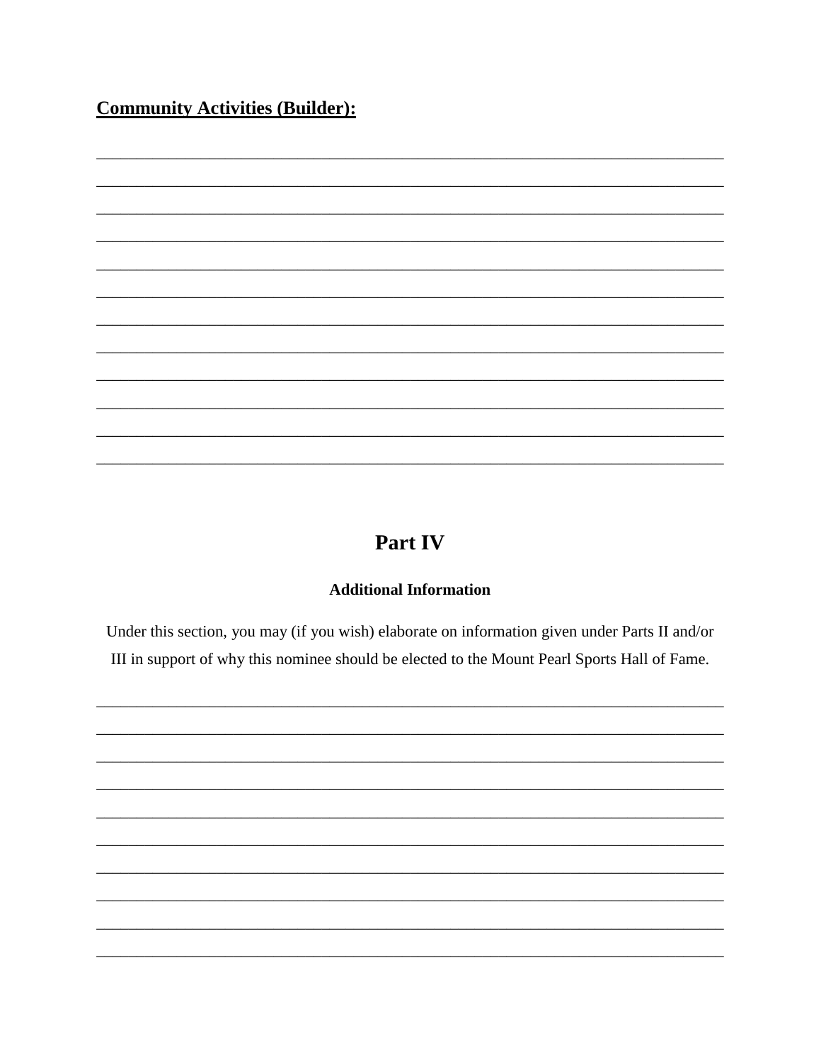**<u>Community Activities (Builder):</u>**

\_\_\_\_\_\_\_\_\_\_\_\_\_\_\_\_\_\_\_\_\_\_\_\_\_\_\_\_\_\_\_\_\_\_\_\_\_\_\_\_\_\_\_\_\_\_\_\_\_\_\_\_\_\_\_\_\_\_\_\_\_\_\_\_\_\_\_\_\_\_\_\_

\_\_\_\_\_\_\_\_\_\_\_\_\_\_\_\_\_\_\_\_\_\_\_\_\_\_\_\_\_\_\_\_\_\_\_\_\_\_\_\_\_\_\_\_\_\_\_\_\_\_\_\_\_\_\_\_\_\_\_\_\_\_\_\_\_\_\_\_\_\_\_\_

\_\_\_\_\_\_\_\_\_\_\_\_\_\_\_\_\_\_\_\_\_\_\_\_\_\_\_\_\_\_\_\_\_\_\_\_\_\_\_\_\_\_\_\_\_\_\_\_\_\_\_\_\_\_\_\_\_\_\_\_\_\_\_\_\_\_\_\_\_\_\_\_

\_\_\_\_\_\_\_\_\_\_\_\_\_\_\_\_\_\_\_\_\_\_\_\_\_\_\_\_\_\_\_\_\_\_\_\_\_\_\_\_\_\_\_\_\_\_\_\_\_\_\_\_\_\_\_\_\_\_\_\_\_\_\_\_\_\_\_\_\_\_\_\_

\_\_\_\_\_\_\_\_\_\_\_\_\_\_\_\_\_\_\_\_\_\_\_\_\_\_\_\_\_\_\_\_\_\_\_\_\_\_\_\_\_\_\_\_\_\_\_\_\_\_\_\_\_\_\_\_\_\_\_\_\_\_\_\_\_\_\_\_\_\_\_\_

\_\_\_\_\_\_\_\_\_\_\_\_\_\_\_\_\_\_\_\_\_\_\_\_\_\_\_\_\_\_\_\_\_\_\_\_\_\_\_\_\_\_\_\_\_\_\_\_\_\_\_\_\_\_\_\_\_\_\_\_\_\_\_\_\_\_\_\_\_\_\_\_

\_\_\_\_\_\_\_\_\_\_\_\_\_\_\_\_\_\_\_\_\_\_\_\_\_\_\_\_\_\_\_\_\_\_\_\_\_\_\_\_\_\_\_\_\_\_\_\_\_\_\_\_\_\_\_\_\_\_\_\_\_\_\_\_\_\_\_\_\_\_\_\_

\_\_\_\_\_\_\_\_\_\_\_\_\_\_\_\_\_\_\_\_\_\_\_\_\_\_\_\_\_\_\_\_\_\_\_\_\_\_\_\_\_\_\_\_\_\_\_\_\_\_\_\_\_\_\_\_\_\_\_\_\_\_\_\_\_\_\_\_\_\_\_\_

\_\_\_\_\_\_\_\_\_\_\_\_\_\_\_\_\_\_\_\_\_\_\_\_\_\_\_\_\_\_\_\_\_\_\_\_\_\_\_\_\_\_\_\_\_\_\_\_\_\_\_\_\_\_\_\_\_\_\_\_\_\_\_\_\_\_\_\_\_\_\_\_

\_\_\_\_\_\_\_\_\_\_\_\_\_\_\_\_\_\_\_\_\_\_\_\_\_\_\_\_\_\_\_\_\_\_\_\_\_\_\_\_\_\_\_\_\_\_\_\_\_\_\_\_\_\_\_\_\_\_\_\_\_\_\_\_\_\_\_\_\_\_\_\_

\_\_\_\_\_\_\_\_\_\_\_\_\_\_\_\_\_\_\_\_\_\_\_\_\_\_\_\_\_\_\_\_\_\_\_\_\_\_\_\_\_\_\_\_\_\_\_\_\_\_\_\_\_\_\_\_\_\_\_\_\_\_\_\_\_\_\_\_\_\_\_\_

\_\_\_\_\_\_\_\_\_\_\_\_\_\_\_\_\_\_\_\_\_\_\_\_\_\_\_\_\_\_\_\_\_\_\_\_\_\_\_\_\_\_\_\_\_\_\_\_\_\_\_\_\_\_\_\_\_\_\_\_\_\_\_\_\_\_\_\_\_\_\_\_

## Part IV

### Additional Information

Under this section, you may (if you wish) elaborate on information given under Parts II and/or III in support of why this nominee should be elected to the Mount Pearl Sports Hall of Fame.

\_\_\_\_\_\_\_\_\_\_\_\_\_\_\_\_\_\_\_\_\_\_\_\_\_\_\_\_\_\_\_\_\_\_\_\_\_\_\_\_\_\_\_\_\_\_\_\_\_\_\_\_\_\_\_\_\_\_\_\_\_\_\_\_\_\_\_\_\_\_\_\_

\_\_\_\_\_\_\_\_\_\_\_\_\_\_\_\_\_\_\_\_\_\_\_\_\_\_\_\_\_\_\_\_\_\_\_\_\_\_\_\_\_\_\_\_\_\_\_\_\_\_\_\_\_\_\_\_\_\_\_\_\_\_\_\_\_\_\_\_\_\_\_\_

\_\_\_\_\_\_\_\_\_\_\_\_\_\_\_\_\_\_\_\_\_\_\_\_\_\_\_\_\_\_\_\_\_\_\_\_\_\_\_\_\_\_\_\_\_\_\_\_\_\_\_\_\_\_\_\_\_\_\_\_\_\_\_\_\_\_\_\_\_\_\_\_

\_\_\_\_\_\_\_\_\_\_\_\_\_\_\_\_\_\_\_\_\_\_\_\_\_\_\_\_\_\_\_\_\_\_\_\_\_\_\_\_\_\_\_\_\_\_\_\_\_\_\_\_\_\_\_\_\_\_\_\_\_\_\_\_\_\_\_\_\_\_\_\_

\_\_\_\_\_\_\_\_\_\_\_\_\_\_\_\_\_\_\_\_\_\_\_\_\_\_\_\_\_\_\_\_\_\_\_\_\_\_\_\_\_\_\_\_\_\_\_\_\_\_\_\_\_\_\_\_\_\_\_\_\_\_\_\_\_\_\_\_\_\_\_\_

\_\_\_\_\_\_\_\_\_\_\_\_\_\_\_\_\_\_\_\_\_\_\_\_\_\_\_\_\_\_\_\_\_\_\_\_\_\_\_\_\_\_\_\_\_\_\_\_\_\_\_\_\_\_\_\_\_\_\_\_\_\_\_\_\_\_\_\_\_\_\_\_

\_\_\_\_\_\_\_\_\_\_\_\_\_\_\_\_\_\_\_\_\_\_\_\_\_\_\_\_\_\_\_\_\_\_\_\_\_\_\_\_\_\_\_\_\_\_\_\_\_\_\_\_\_\_\_\_\_\_\_\_\_\_\_\_\_\_\_\_\_\_\_\_

\_\_\_\_\_\_\_\_\_\_\_\_\_\_\_\_\_\_\_\_\_\_\_\_\_\_\_\_\_\_\_\_\_\_\_\_\_\_\_\_\_\_\_\_\_\_\_\_\_\_\_\_\_\_\_\_\_\_\_\_\_\_\_\_\_\_\_\_\_\_\_\_

\_\_\_\_\_\_\_\_\_\_\_\_\_\_\_\_\_\_\_\_\_\_\_\_\_\_\_\_\_\_\_\_\_\_\_\_\_\_\_\_\_\_\_\_\_\_\_\_\_\_\_\_\_\_\_\_\_\_\_\_\_\_\_\_\_\_\_\_\_\_\_\_

\_\_\_\_\_\_\_\_\_\_\_\_\_\_\_\_\_\_\_\_\_\_\_\_\_\_\_\_\_\_\_\_\_\_\_\_\_\_\_\_\_\_\_\_\_\_\_\_\_\_\_\_\_\_\_\_\_\_\_\_\_\_\_\_\_\_\_\_\_\_\_\_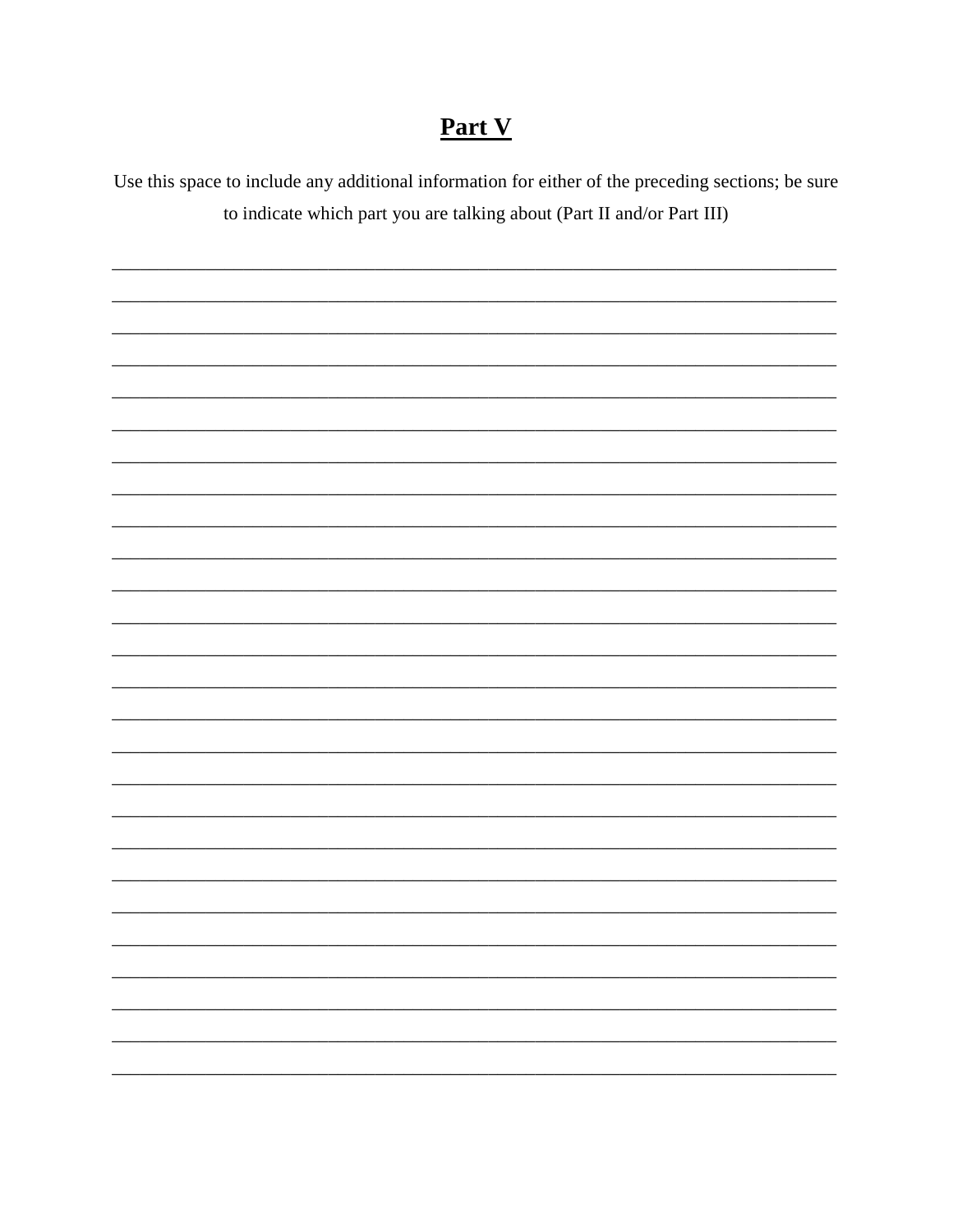# Part V

Use this space to include any additional information for either of the preceding sections; be sure to indicate which part you are talking about (Part II and/or Part III)

\_\_\_\_\_\_\_\_\_\_\_\_\_\_\_\_\_\_\_\_\_\_\_\_\_\_\_\_\_\_\_\_\_\_\_\_\_\_\_\_\_\_\_\_\_\_\_\_\_\_\_\_\_\_\_\_\_\_\_\_\_\_\_\_\_\_\_\_\_\_\_\_

\_\_\_\_\_\_\_\_\_\_\_\_\_\_\_\_\_\_\_\_\_\_\_\_\_\_\_\_\_\_\_\_\_\_\_\_\_\_\_\_\_\_\_\_\_\_\_\_\_\_\_\_\_\_\_\_\_\_\_\_\_\_\_\_\_\_\_\_\_\_\_\_

\_\_\_\_\_\_\_\_\_\_\_\_\_\_\_\_\_\_\_\_\_\_\_\_\_\_\_\_\_\_\_\_\_\_\_\_\_\_\_\_\_\_\_\_\_\_\_\_\_\_\_\_\_\_\_\_\_\_\_\_\_\_\_\_\_\_\_\_\_\_\_\_

\_\_\_\_\_\_\_\_\_\_\_\_\_\_\_\_\_\_\_\_\_\_\_\_\_\_\_\_\_\_\_\_\_\_\_\_\_\_\_\_\_\_\_\_\_\_\_\_\_\_\_\_\_\_\_\_\_\_\_\_\_\_\_\_\_\_\_\_\_\_\_\_

\_\_\_\_\_\_\_\_\_\_\_\_\_\_\_\_\_\_\_\_\_\_\_\_\_\_\_\_\_\_\_\_\_\_\_\_\_\_\_\_\_\_\_\_\_\_\_\_\_\_\_\_\_\_\_\_\_\_\_\_\_\_\_\_\_\_\_\_\_\_\_\_

\_\_\_\_\_\_\_\_\_\_\_\_\_\_\_\_\_\_\_\_\_\_\_\_\_\_\_\_\_\_\_\_\_\_\_\_\_\_\_\_\_\_\_\_\_\_\_\_\_\_\_\_\_\_\_\_\_\_\_\_\_\_\_\_\_\_\_\_\_\_\_\_

\_\_\_\_\_\_\_\_\_\_\_\_\_\_\_\_\_\_\_\_\_\_\_\_\_\_\_\_\_\_\_\_\_\_\_\_\_\_\_\_\_\_\_\_\_\_\_\_\_\_\_\_\_\_\_\_\_\_\_\_\_\_\_\_\_\_\_\_\_\_\_\_

\_\_\_\_\_\_\_\_\_\_\_\_\_\_\_\_\_\_\_\_\_\_\_\_\_\_\_\_\_\_\_\_\_\_\_\_\_\_\_\_\_\_\_\_\_\_\_\_\_\_\_\_\_\_\_\_\_\_\_\_\_\_\_\_\_\_\_\_\_\_\_\_

\_\_\_\_\_\_\_\_\_\_\_\_\_\_\_\_\_\_\_\_\_\_\_\_\_\_\_\_\_\_\_\_\_\_\_\_\_\_\_\_\_\_\_\_\_\_\_\_\_\_\_\_\_\_\_\_\_\_\_\_\_\_\_\_\_\_\_\_\_\_\_\_

\_\_\_\_\_\_\_\_\_\_\_\_\_\_\_\_\_\_\_\_\_\_\_\_\_\_\_\_\_\_\_\_\_\_\_\_\_\_\_\_\_\_\_\_\_\_\_\_\_\_\_\_\_\_\_\_\_\_\_\_\_\_\_\_\_\_\_\_\_\_\_\_

\_\_\_\_\_\_\_\_\_\_\_\_\_\_\_\_\_\_\_\_\_\_\_\_\_\_\_\_\_\_\_\_\_\_\_\_\_\_\_\_\_\_\_\_\_\_\_\_\_\_\_\_\_\_\_\_\_\_\_\_\_\_\_\_\_\_\_\_\_\_\_\_

\_\_\_\_\_\_\_\_\_\_\_\_\_\_\_\_\_\_\_\_\_\_\_\_\_\_\_\_\_\_\_\_\_\_\_\_\_\_\_\_\_\_\_\_\_\_\_\_\_\_\_\_\_\_\_\_\_\_\_\_\_\_\_\_\_\_\_\_\_\_\_\_

\_\_\_\_\_\_\_\_\_\_\_\_\_\_\_\_\_\_\_\_\_\_\_\_\_\_\_\_\_\_\_\_\_\_\_\_\_\_\_\_\_\_\_\_\_\_\_\_\_\_\_\_\_\_\_\_\_\_\_\_\_\_\_\_\_\_\_\_\_\_\_\_

\_\_\_\_\_\_\_\_\_\_\_\_\_\_\_\_\_\_\_\_\_\_\_\_\_\_\_\_\_\_\_\_\_\_\_\_\_\_\_\_\_\_\_\_\_\_\_\_\_\_\_\_\_\_\_\_\_\_\_\_\_\_\_\_\_\_\_\_\_\_\_\_

\_\_\_\_\_\_\_\_\_\_\_\_\_\_\_\_\_\_\_\_\_\_\_\_\_\_\_\_\_\_\_\_\_\_\_\_\_\_\_\_\_\_\_\_\_\_\_\_\_\_\_\_\_\_\_\_\_\_\_\_\_\_\_\_\_\_\_\_\_\_\_\_

\_\_\_\_\_\_\_\_\_\_\_\_\_\_\_\_\_\_\_\_\_\_\_\_\_\_\_\_\_\_\_\_\_\_\_\_\_\_\_\_\_\_\_\_\_\_\_\_\_\_\_\_\_\_\_\_\_\_\_\_\_\_\_\_\_\_\_\_\_\_\_\_

\_\_\_\_\_\_\_\_\_\_\_\_\_\_\_\_\_\_\_\_\_\_\_\_\_\_\_\_\_\_\_\_\_\_\_\_\_\_\_\_\_\_\_\_\_\_\_\_\_\_\_\_\_\_\_\_\_\_\_\_\_\_\_\_\_\_\_\_\_\_\_\_

\_\_\_\_\_\_\_\_\_\_\_\_\_\_\_\_\_\_\_\_\_\_\_\_\_\_\_\_\_\_\_\_\_\_\_\_\_\_\_\_\_\_\_\_\_\_\_\_\_\_\_\_\_\_\_\_\_\_\_\_\_\_\_\_\_\_\_\_\_\_\_\_

\_\_\_\_\_\_\_\_\_\_\_\_\_\_\_\_\_\_\_\_\_\_\_\_\_\_\_\_\_\_\_\_\_\_\_\_\_\_\_\_\_\_\_\_\_\_\_\_\_\_\_\_\_\_\_\_\_\_\_\_\_\_\_\_\_\_\_\_\_\_\_\_

\_\_\_\_\_\_\_\_\_\_\_\_\_\_\_\_\_\_\_\_\_\_\_\_\_\_\_\_\_\_\_\_\_\_\_\_\_\_\_\_\_\_\_\_\_\_\_\_\_\_\_\_\_\_\_\_\_\_\_\_\_\_\_\_\_\_\_\_\_\_\_\_

\_\_\_\_\_\_\_\_\_\_\_\_\_\_\_\_\_\_\_\_\_\_\_\_\_\_\_\_\_\_\_\_\_\_\_\_\_\_\_\_\_\_\_\_\_\_\_\_\_\_\_\_\_\_\_\_\_\_\_\_\_\_\_\_\_\_\_\_\_\_\_\_

\_\_\_\_\_\_\_\_\_\_\_\_\_\_\_\_\_\_\_\_\_\_\_\_\_\_\_\_\_\_\_\_\_\_\_\_\_\_\_\_\_\_\_\_\_\_\_\_\_\_\_\_\_\_\_\_\_\_\_\_\_\_\_\_\_\_\_\_\_\_\_\_

\_\_\_\_\_\_\_\_\_\_\_\_\_\_\_\_\_\_\_\_\_\_\_\_\_\_\_\_\_\_\_\_\_\_\_\_\_\_\_\_\_\_\_\_\_\_\_\_\_\_\_\_\_\_\_\_\_\_\_\_\_\_\_\_\_\_\_\_\_\_\_\_

\_\_\_\_\_\_\_\_\_\_\_\_\_\_\_\_\_\_\_\_\_\_\_\_\_\_\_\_\_\_\_\_\_\_\_\_\_\_\_\_\_\_\_\_\_\_\_\_\_\_\_\_\_\_\_\_\_\_\_\_\_\_\_\_\_\_\_\_\_\_\_\_

\_\_\_\_\_\_\_\_\_\_\_\_\_\_\_\_\_\_\_\_\_\_\_\_\_\_\_\_\_\_\_\_\_\_\_\_\_\_\_\_\_\_\_\_\_\_\_\_\_\_\_\_\_\_\_\_\_\_\_\_\_\_\_\_\_\_\_\_\_\_\_\_

\_\_\_\_\_\_\_\_\_\_\_\_\_\_\_\_\_\_\_\_\_\_\_\_\_\_\_\_\_\_\_\_\_\_\_\_\_\_\_\_\_\_\_\_\_\_\_\_\_\_\_\_\_\_\_\_\_\_\_\_\_\_\_\_\_\_\_\_\_\_\_\_